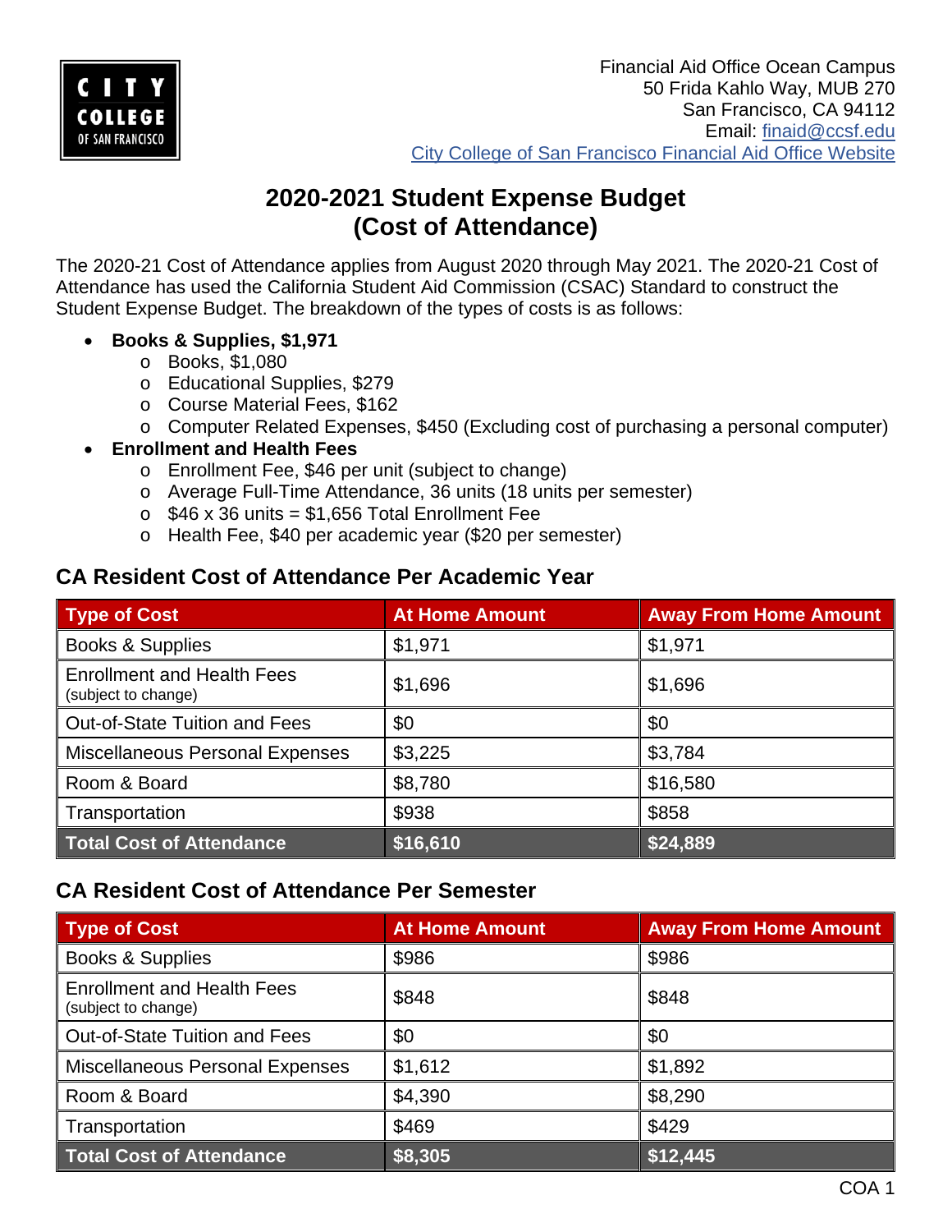Financial Aid Office Ocean Campus
50 Frida Kahlo Way, MUB 270
San Francisco, CA 94112
Email: finaid@ccsf.edu
City College of San Francisco Financial Aid Office Website

# 2020-2021 Student Expense Budget (Cost of Attendance)

The 2020-21 Cost of Attendance applies from August 2020 through May 2021. The 2020-21 Cost of Attendance has used the California Student Aid Commission (CSAC) Standard to construct the Student Expense Budget. The breakdown of the types of costs is as follows:

- **Books & Supplies, $1,971**
  - Books, $1,080
  - Educational Supplies, $279
  - Course Material Fees, $162
  - Computer Related Expenses, $450 (Excluding cost of purchasing a personal computer)
- **Enrollment and Health Fees**
  - Enrollment Fee, $46 per unit (subject to change)
  - Average Full-Time Attendance, 36 units (18 units per semester)
  - $46 x 36 units = $1,656 Total Enrollment Fee
  - Health Fee, $40 per academic year ($20 per semester)

## CA Resident Cost of Attendance Per Academic Year

| Type of Cost | At Home Amount | Away From Home Amount |
| --- | --- | --- |
| Books & Supplies | $1,971 | $1,971 |
| Enrollment and Health Fees (subject to change) | $1,696 | $1,696 |
| Out-of-State Tuition and Fees | $0 | $0 |
| Miscellaneous Personal Expenses | $3,225 | $3,784 |
| Room & Board | $8,780 | $16,580 |
| Transportation | $938 | $858 |
| **Total Cost of Attendance** | **$16,610** | **$24,889** |

## CA Resident Cost of Attendance Per Semester

| Type of Cost | At Home Amount | Away From Home Amount |
| --- | --- | --- |
| Books & Supplies | $986 | $986 |
| Enrollment and Health Fees (subject to change) | $848 | $848 |
| Out-of-State Tuition and Fees | $0 | $0 |
| Miscellaneous Personal Expenses | $1,612 | $1,892 |
| Room & Board | $4,390 | $8,290 |
| Transportation | $469 | $429 |
| **Total Cost of Attendance** | **$8,305** | **$12,445** |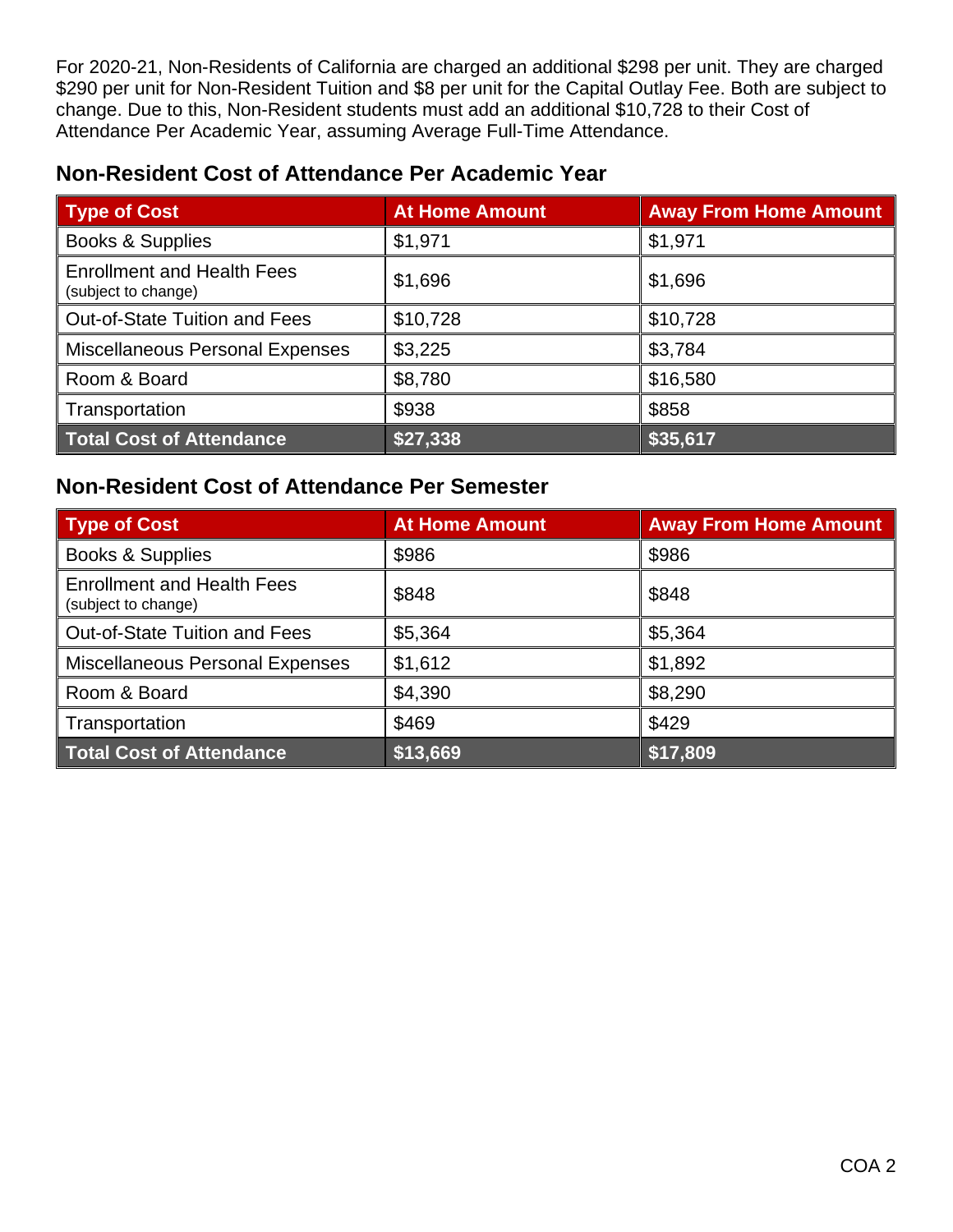For 2020-21, Non-Residents of California are charged an additional $298 per unit. They are charged $290 per unit for Non-Resident Tuition and $8 per unit for the Capital Outlay Fee. Both are subject to change. Due to this, Non-Resident students must add an additional $10,728 to their Cost of Attendance Per Academic Year, assuming Average Full-Time Attendance.

## Non-Resident Cost of Attendance Per Academic Year

| Type of Cost | At Home Amount | Away From Home Amount |
|---|---|---|
| Books & Supplies | $1,971 | $1,971 |
| Enrollment and Health Fees (subject to change) | $1,696 | $1,696 |
| Out-of-State Tuition and Fees | $10,728 | $10,728 |
| Miscellaneous Personal Expenses | $3,225 | $3,784 |
| Room & Board | $8,780 | $16,580 |
| Transportation | $938 | $858 |
| **Total Cost of Attendance** | **$27,338** | **$35,617** |

## Non-Resident Cost of Attendance Per Semester

| Type of Cost | At Home Amount | Away From Home Amount |
|---|---|---|
| Books & Supplies | $986 | $986 |
| Enrollment and Health Fees (subject to change) | $848 | $848 |
| Out-of-State Tuition and Fees | $5,364 | $5,364 |
| Miscellaneous Personal Expenses | $1,612 | $1,892 |
| Room & Board | $4,390 | $8,290 |
| Transportation | $469 | $429 |
| **Total Cost of Attendance** | **$13,669** | **$17,809** |